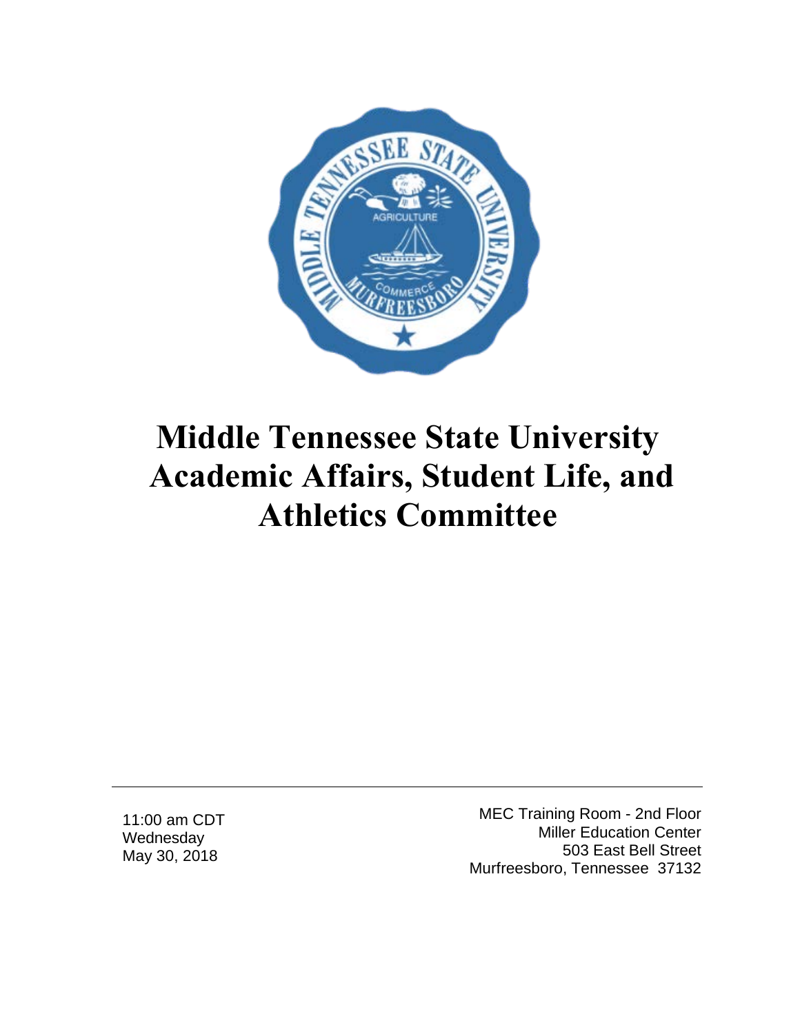# Middle Tennessee State University Academic Affairs, Student Life, and Athletics Committee

11:00 am CDT
Wednesday
May 30, 2018

MEC Training Room - 2nd Floor
Miller Education Center
503 East Bell Street
Murfreesboro, Tennessee 37132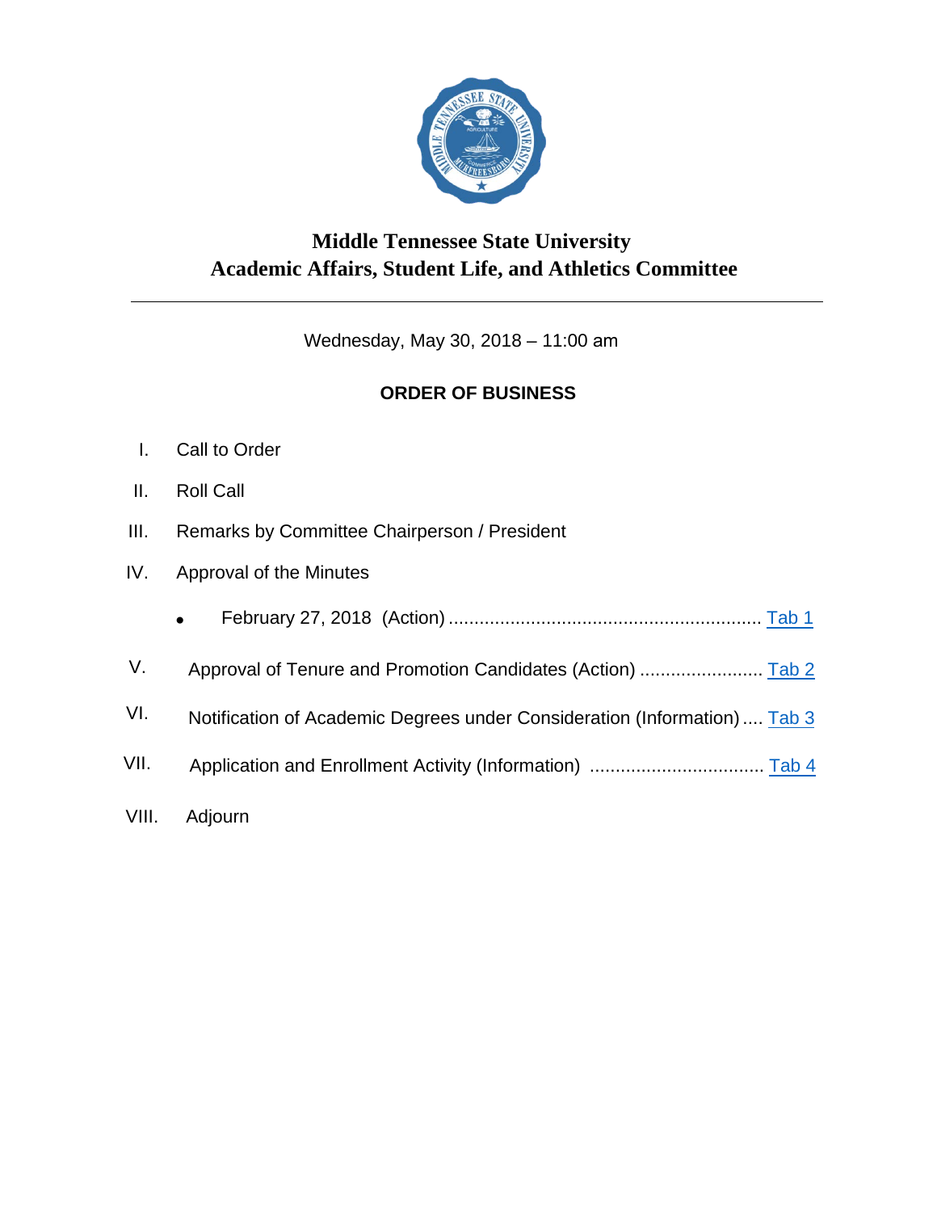# Middle Tennessee State University
## Academic Affairs, Student Life, and Athletics Committee

---

Wednesday, May 30, 2018 – 11:00 am

**ORDER OF BUSINESS**

I. Call to Order

II. Roll Call

III. Remarks by Committee Chairperson / President

IV. Approval of the Minutes

- February 27, 2018 (Action) ............................................................ Tab 1

V. Approval of Tenure and Promotion Candidates (Action) ........................ Tab 2

VI. Notification of Academic Degrees under Consideration (Information) .... Tab 3

VII. Application and Enrollment Activity (Information) ................................. Tab 4

VIII. Adjourn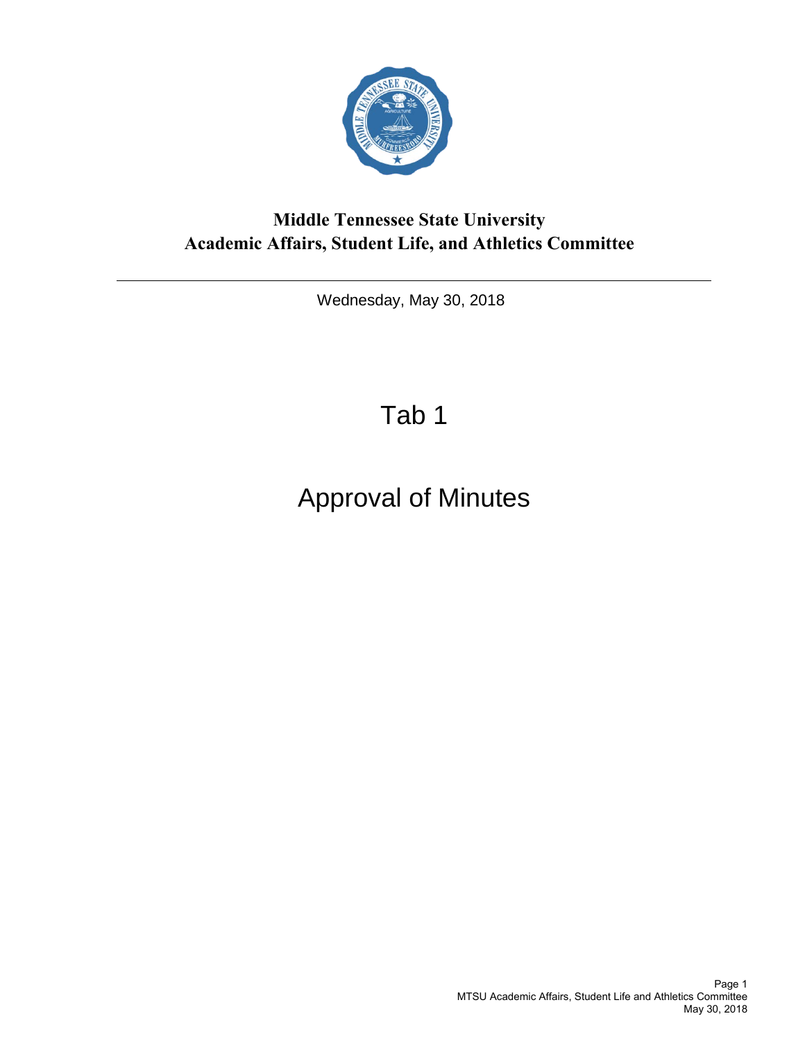**Middle Tennessee State University**
**Academic Affairs, Student Life, and Athletics Committee**

---

Wednesday, May 30, 2018

# Tab 1

# Approval of Minutes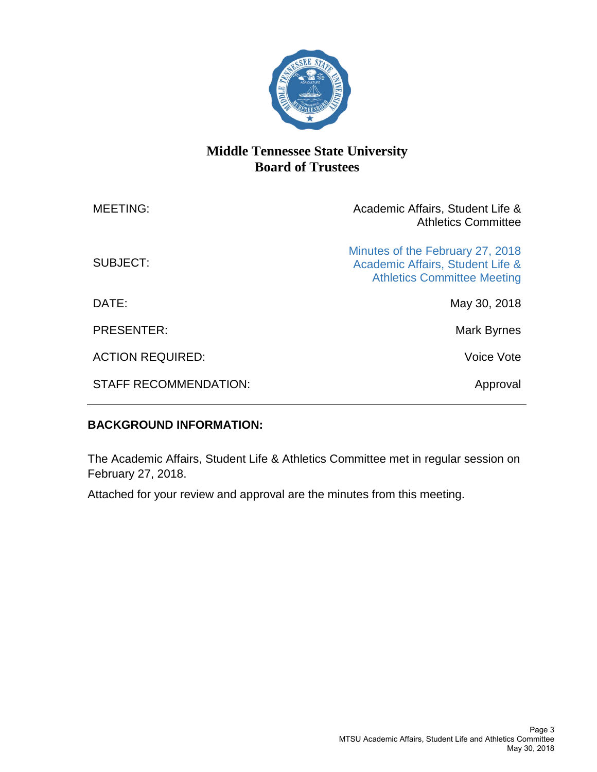# Middle Tennessee State University
## Board of Trustees

| | |
|---|---|
| MEETING: | Academic Affairs, Student Life & Athletics Committee |
| SUBJECT: | Minutes of the February 27, 2018 Academic Affairs, Student Life & Athletics Committee Meeting |
| DATE: | May 30, 2018 |
| PRESENTER: | Mark Byrnes |
| ACTION REQUIRED: | Voice Vote |
| STAFF RECOMMENDATION: | Approval |

---

**BACKGROUND INFORMATION:**

The Academic Affairs, Student Life & Athletics Committee met in regular session on February 27, 2018.

Attached for your review and approval are the minutes from this meeting.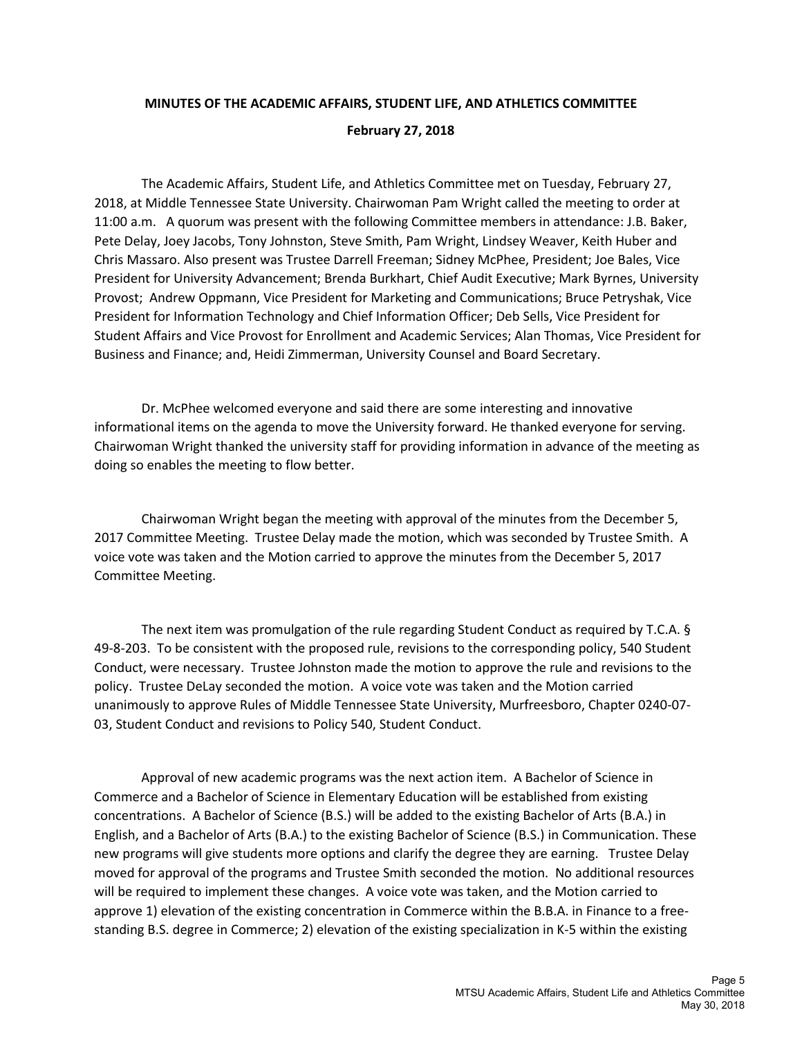**MINUTES OF THE ACADEMIC AFFAIRS, STUDENT LIFE, AND ATHLETICS COMMITTEE**

**February 27, 2018**

The Academic Affairs, Student Life, and Athletics Committee met on Tuesday, February 27, 2018, at Middle Tennessee State University. Chairwoman Pam Wright called the meeting to order at 11:00 a.m. A quorum was present with the following Committee members in attendance: J.B. Baker, Pete Delay, Joey Jacobs, Tony Johnston, Steve Smith, Pam Wright, Lindsey Weaver, Keith Huber and Chris Massaro. Also present was Trustee Darrell Freeman; Sidney McPhee, President; Joe Bales, Vice President for University Advancement; Brenda Burkhart, Chief Audit Executive; Mark Byrnes, University Provost; Andrew Oppmann, Vice President for Marketing and Communications; Bruce Petryshak, Vice President for Information Technology and Chief Information Officer; Deb Sells, Vice President for Student Affairs and Vice Provost for Enrollment and Academic Services; Alan Thomas, Vice President for Business and Finance; and, Heidi Zimmerman, University Counsel and Board Secretary.

Dr. McPhee welcomed everyone and said there are some interesting and innovative informational items on the agenda to move the University forward. He thanked everyone for serving. Chairwoman Wright thanked the university staff for providing information in advance of the meeting as doing so enables the meeting to flow better.

Chairwoman Wright began the meeting with approval of the minutes from the December 5, 2017 Committee Meeting. Trustee Delay made the motion, which was seconded by Trustee Smith. A voice vote was taken and the Motion carried to approve the minutes from the December 5, 2017 Committee Meeting.

The next item was promulgation of the rule regarding Student Conduct as required by T.C.A. § 49-8-203. To be consistent with the proposed rule, revisions to the corresponding policy, 540 Student Conduct, were necessary. Trustee Johnston made the motion to approve the rule and revisions to the policy. Trustee DeLay seconded the motion. A voice vote was taken and the Motion carried unanimously to approve Rules of Middle Tennessee State University, Murfreesboro, Chapter 0240-07-03, Student Conduct and revisions to Policy 540, Student Conduct.

Approval of new academic programs was the next action item. A Bachelor of Science in Commerce and a Bachelor of Science in Elementary Education will be established from existing concentrations. A Bachelor of Science (B.S.) will be added to the existing Bachelor of Arts (B.A.) in English, and a Bachelor of Arts (B.A.) to the existing Bachelor of Science (B.S.) in Communication. These new programs will give students more options and clarify the degree they are earning. Trustee Delay moved for approval of the programs and Trustee Smith seconded the motion. No additional resources will be required to implement these changes. A voice vote was taken, and the Motion carried to approve 1) elevation of the existing concentration in Commerce within the B.B.A. in Finance to a free-standing B.S. degree in Commerce; 2) elevation of the existing specialization in K-5 within the existing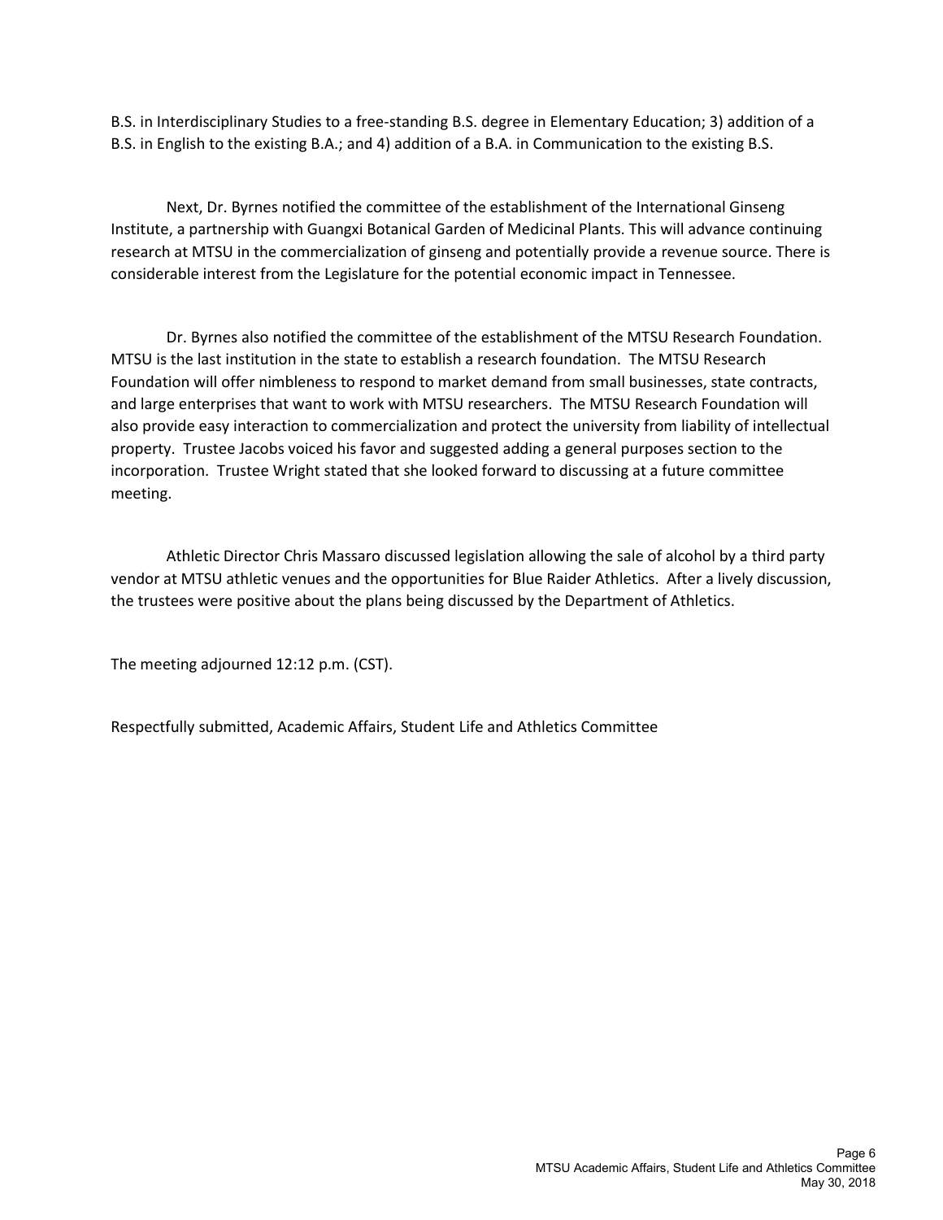B.S. in Interdisciplinary Studies to a free-standing B.S. degree in Elementary Education; 3) addition of a B.S. in English to the existing B.A.; and 4) addition of a B.A. in Communication to the existing B.S.

Next, Dr. Byrnes notified the committee of the establishment of the International Ginseng Institute, a partnership with Guangxi Botanical Garden of Medicinal Plants. This will advance continuing research at MTSU in the commercialization of ginseng and potentially provide a revenue source. There is considerable interest from the Legislature for the potential economic impact in Tennessee.

Dr. Byrnes also notified the committee of the establishment of the MTSU Research Foundation. MTSU is the last institution in the state to establish a research foundation. The MTSU Research Foundation will offer nimbleness to respond to market demand from small businesses, state contracts, and large enterprises that want to work with MTSU researchers. The MTSU Research Foundation will also provide easy interaction to commercialization and protect the university from liability of intellectual property. Trustee Jacobs voiced his favor and suggested adding a general purposes section to the incorporation. Trustee Wright stated that she looked forward to discussing at a future committee meeting.

Athletic Director Chris Massaro discussed legislation allowing the sale of alcohol by a third party vendor at MTSU athletic venues and the opportunities for Blue Raider Athletics. After a lively discussion, the trustees were positive about the plans being discussed by the Department of Athletics.

The meeting adjourned 12:12 p.m. (CST).

Respectfully submitted, Academic Affairs, Student Life and Athletics Committee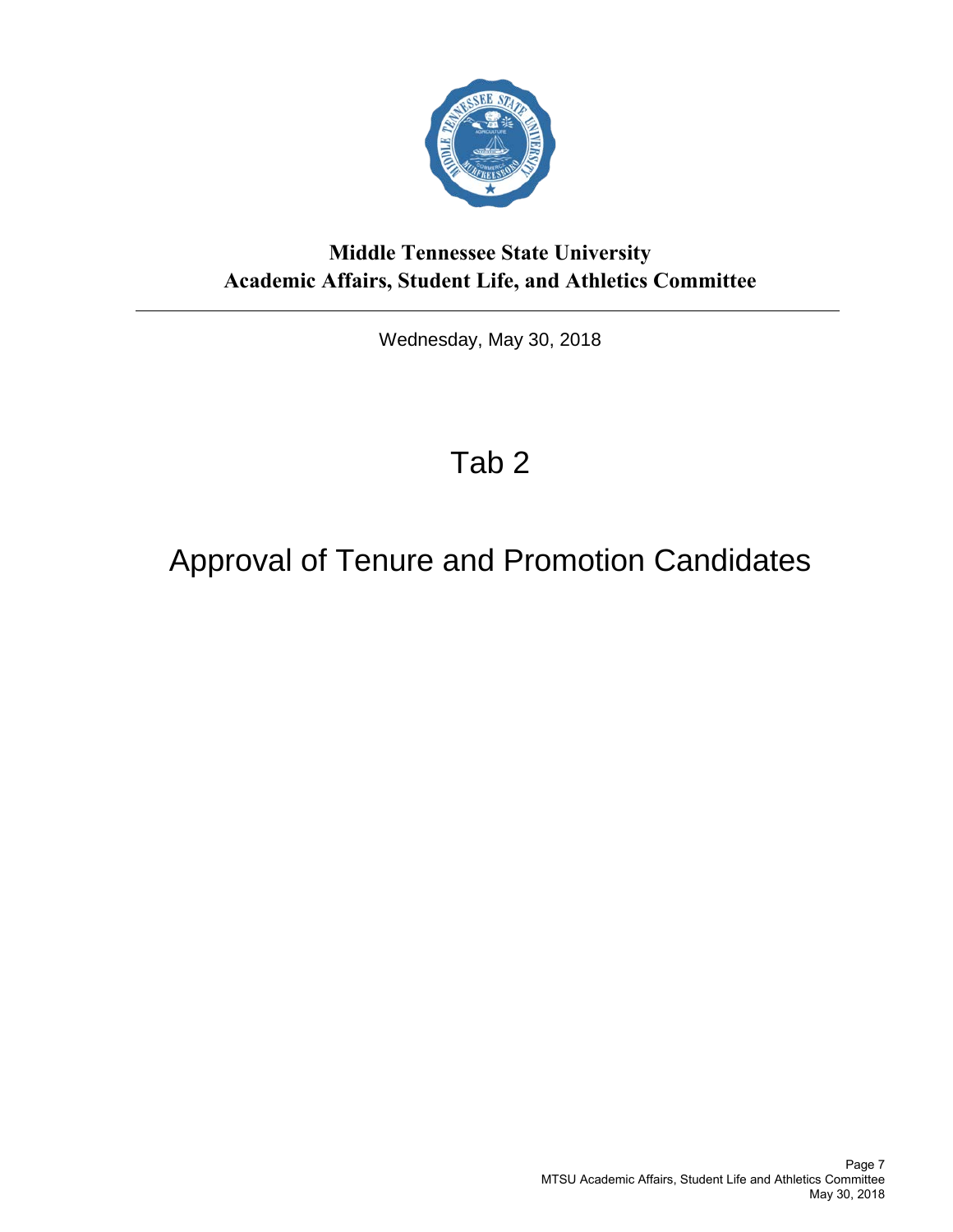**Middle Tennessee State University**
**Academic Affairs, Student Life, and Athletics Committee**

---

Wednesday, May 30, 2018

# Tab 2

# Approval of Tenure and Promotion Candidates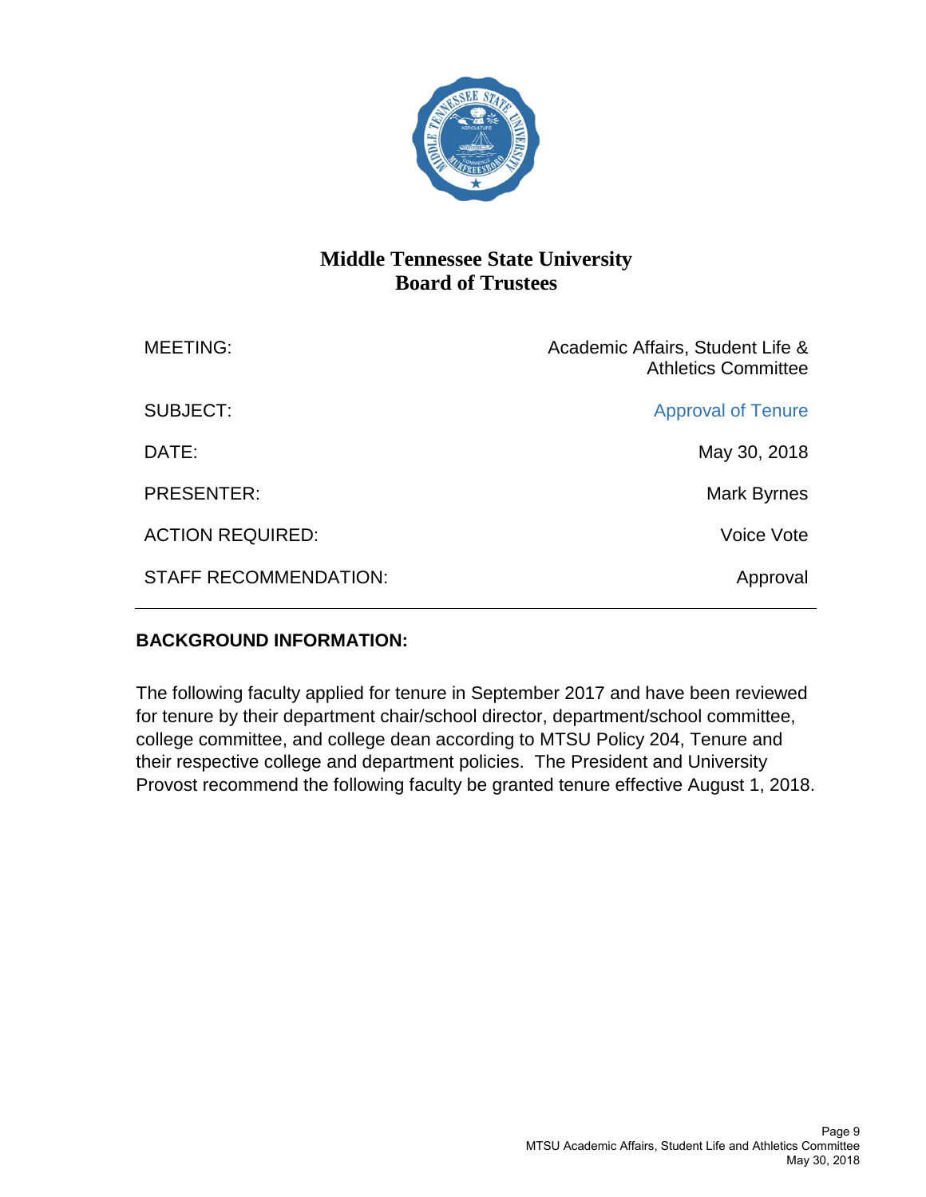# Middle Tennessee State University
# Board of Trustees

| | |
|---|---|
| MEETING: | Academic Affairs, Student Life & Athletics Committee |
| SUBJECT: | Approval of Tenure |
| DATE: | May 30, 2018 |
| PRESENTER: | Mark Byrnes |
| ACTION REQUIRED: | Voice Vote |
| STAFF RECOMMENDATION: | Approval |

---

**BACKGROUND INFORMATION:**

The following faculty applied for tenure in September 2017 and have been reviewed for tenure by their department chair/school director, department/school committee, college committee, and college dean according to MTSU Policy 204, Tenure and their respective college and department policies. The President and University Provost recommend the following faculty be granted tenure effective August 1, 2018.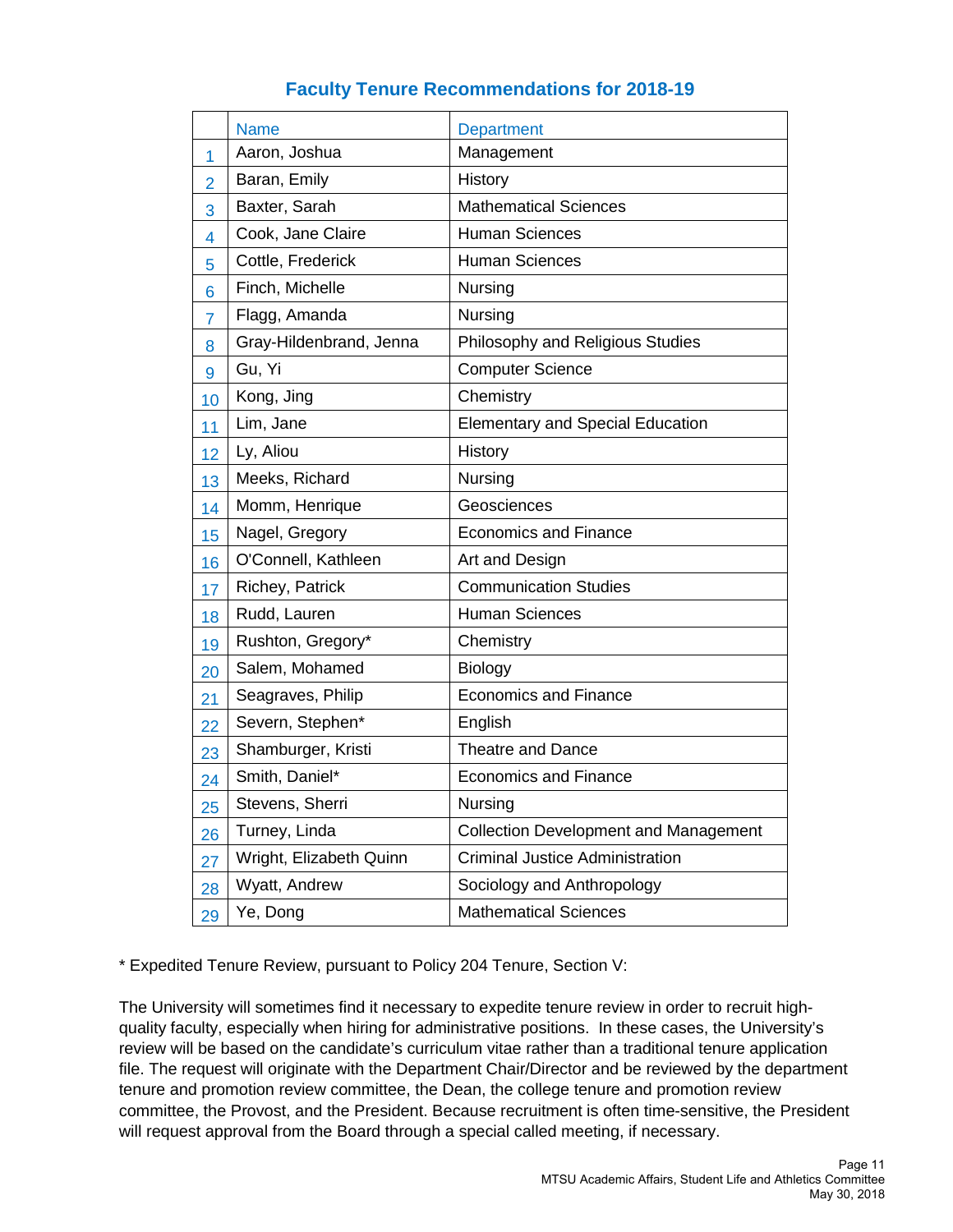## Faculty Tenure Recommendations for 2018-19

| | Name | Department |
|---|---|---|
| 1 | Aaron, Joshua | Management |
| 2 | Baran, Emily | History |
| 3 | Baxter, Sarah | Mathematical Sciences |
| 4 | Cook, Jane Claire | Human Sciences |
| 5 | Cottle, Frederick | Human Sciences |
| 6 | Finch, Michelle | Nursing |
| 7 | Flagg, Amanda | Nursing |
| 8 | Gray-Hildenbrand, Jenna | Philosophy and Religious Studies |
| 9 | Gu, Yi | Computer Science |
| 10 | Kong, Jing | Chemistry |
| 11 | Lim, Jane | Elementary and Special Education |
| 12 | Ly, Aliou | History |
| 13 | Meeks, Richard | Nursing |
| 14 | Momm, Henrique | Geosciences |
| 15 | Nagel, Gregory | Economics and Finance |
| 16 | O'Connell, Kathleen | Art and Design |
| 17 | Richey, Patrick | Communication Studies |
| 18 | Rudd, Lauren | Human Sciences |
| 19 | Rushton, Gregory* | Chemistry |
| 20 | Salem, Mohamed | Biology |
| 21 | Seagraves, Philip | Economics and Finance |
| 22 | Severn, Stephen* | English |
| 23 | Shamburger, Kristi | Theatre and Dance |
| 24 | Smith, Daniel* | Economics and Finance |
| 25 | Stevens, Sherri | Nursing |
| 26 | Turney, Linda | Collection Development and Management |
| 27 | Wright, Elizabeth Quinn | Criminal Justice Administration |
| 28 | Wyatt, Andrew | Sociology and Anthropology |
| 29 | Ye, Dong | Mathematical Sciences |

* Expedited Tenure Review, pursuant to Policy 204 Tenure, Section V:

The University will sometimes find it necessary to expedite tenure review in order to recruit high-quality faculty, especially when hiring for administrative positions. In these cases, the University's review will be based on the candidate's curriculum vitae rather than a traditional tenure application file. The request will originate with the Department Chair/Director and be reviewed by the department tenure and promotion review committee, the Dean, the college tenure and promotion review committee, the Provost, and the President. Because recruitment is often time-sensitive, the President will request approval from the Board through a special called meeting, if necessary.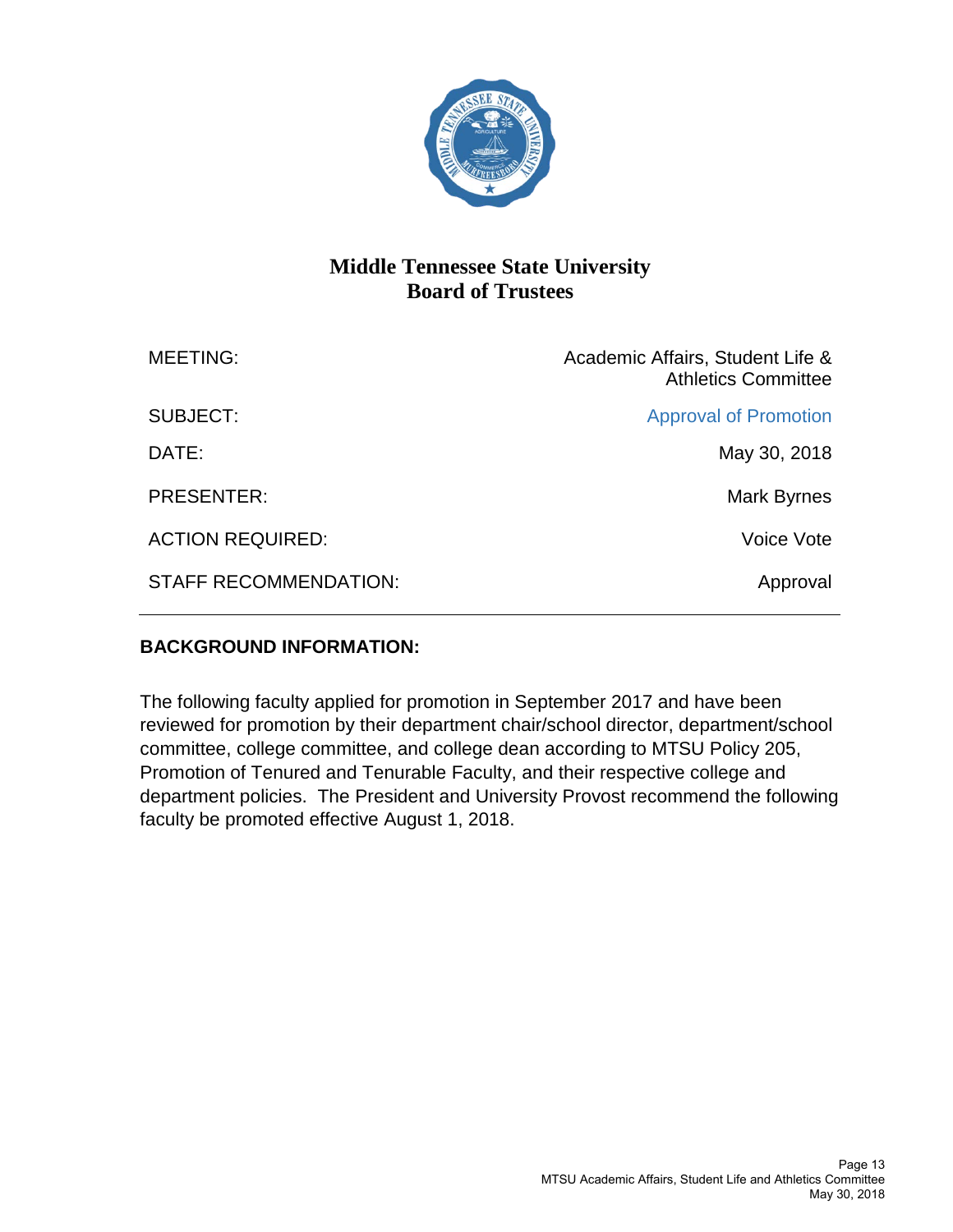# Middle Tennessee State University
## Board of Trustees

| | |
|---|---|
| MEETING: | Academic Affairs, Student Life & Athletics Committee |
| SUBJECT: | Approval of Promotion |
| DATE: | May 30, 2018 |
| PRESENTER: | Mark Byrnes |
| ACTION REQUIRED: | Voice Vote |
| STAFF RECOMMENDATION: | Approval |

---

**BACKGROUND INFORMATION:**

The following faculty applied for promotion in September 2017 and have been reviewed for promotion by their department chair/school director, department/school committee, college committee, and college dean according to MTSU Policy 205, Promotion of Tenured and Tenurable Faculty, and their respective college and department policies. The President and University Provost recommend the following faculty be promoted effective August 1, 2018.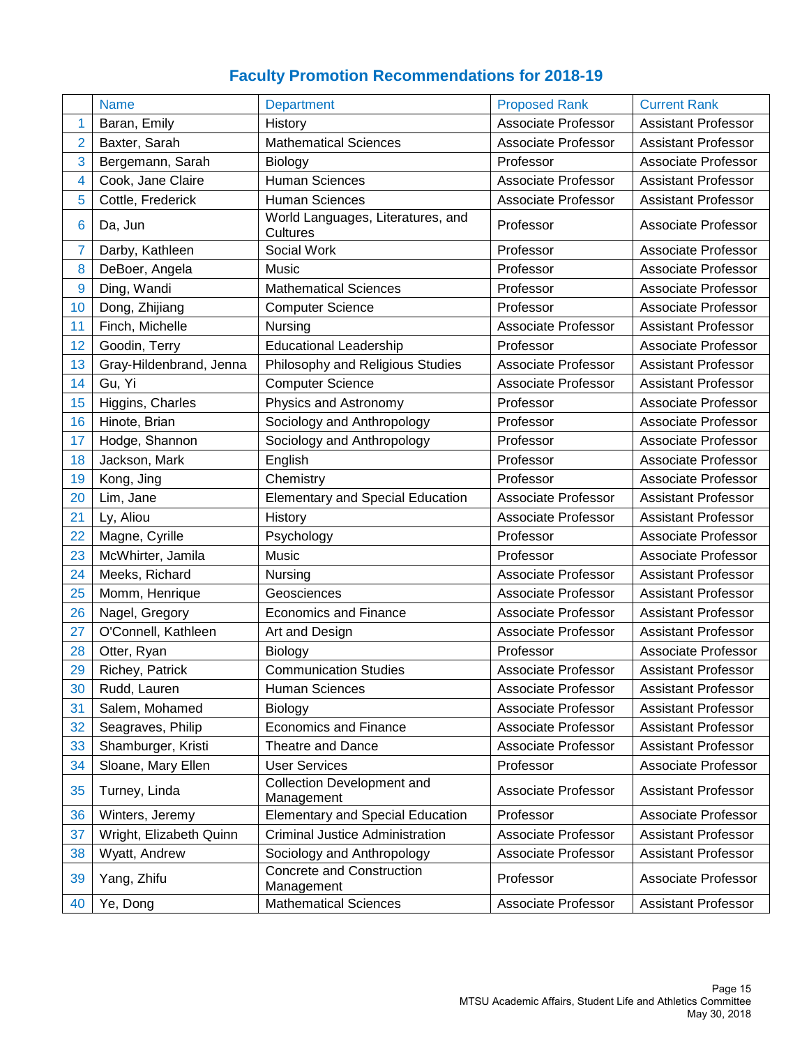# Faculty Promotion Recommendations for 2018-19

| | Name | Department | Proposed Rank | Current Rank |
|---|---|---|---|---|
| 1 | Baran, Emily | History | Associate Professor | Assistant Professor |
| 2 | Baxter, Sarah | Mathematical Sciences | Associate Professor | Assistant Professor |
| 3 | Bergemann, Sarah | Biology | Professor | Associate Professor |
| 4 | Cook, Jane Claire | Human Sciences | Associate Professor | Assistant Professor |
| 5 | Cottle, Frederick | Human Sciences | Associate Professor | Assistant Professor |
| 6 | Da, Jun | World Languages, Literatures, and Cultures | Professor | Associate Professor |
| 7 | Darby, Kathleen | Social Work | Professor | Associate Professor |
| 8 | DeBoer, Angela | Music | Professor | Associate Professor |
| 9 | Ding, Wandi | Mathematical Sciences | Professor | Associate Professor |
| 10 | Dong, Zhijiang | Computer Science | Professor | Associate Professor |
| 11 | Finch, Michelle | Nursing | Associate Professor | Assistant Professor |
| 12 | Goodin, Terry | Educational Leadership | Professor | Associate Professor |
| 13 | Gray-Hildenbrand, Jenna | Philosophy and Religious Studies | Associate Professor | Assistant Professor |
| 14 | Gu, Yi | Computer Science | Associate Professor | Assistant Professor |
| 15 | Higgins, Charles | Physics and Astronomy | Professor | Associate Professor |
| 16 | Hinote, Brian | Sociology and Anthropology | Professor | Associate Professor |
| 17 | Hodge, Shannon | Sociology and Anthropology | Professor | Associate Professor |
| 18 | Jackson, Mark | English | Professor | Associate Professor |
| 19 | Kong, Jing | Chemistry | Professor | Associate Professor |
| 20 | Lim, Jane | Elementary and Special Education | Associate Professor | Assistant Professor |
| 21 | Ly, Aliou | History | Associate Professor | Assistant Professor |
| 22 | Magne, Cyrille | Psychology | Professor | Associate Professor |
| 23 | McWhirter, Jamila | Music | Professor | Associate Professor |
| 24 | Meeks, Richard | Nursing | Associate Professor | Assistant Professor |
| 25 | Momm, Henrique | Geosciences | Associate Professor | Assistant Professor |
| 26 | Nagel, Gregory | Economics and Finance | Associate Professor | Assistant Professor |
| 27 | O'Connell, Kathleen | Art and Design | Associate Professor | Assistant Professor |
| 28 | Otter, Ryan | Biology | Professor | Associate Professor |
| 29 | Richey, Patrick | Communication Studies | Associate Professor | Assistant Professor |
| 30 | Rudd, Lauren | Human Sciences | Associate Professor | Assistant Professor |
| 31 | Salem, Mohamed | Biology | Associate Professor | Assistant Professor |
| 32 | Seagraves, Philip | Economics and Finance | Associate Professor | Assistant Professor |
| 33 | Shamburger, Kristi | Theatre and Dance | Associate Professor | Assistant Professor |
| 34 | Sloane, Mary Ellen | User Services | Professor | Associate Professor |
| 35 | Turney, Linda | Collection Development and Management | Associate Professor | Assistant Professor |
| 36 | Winters, Jeremy | Elementary and Special Education | Professor | Associate Professor |
| 37 | Wright, Elizabeth Quinn | Criminal Justice Administration | Associate Professor | Assistant Professor |
| 38 | Wyatt, Andrew | Sociology and Anthropology | Associate Professor | Assistant Professor |
| 39 | Yang, Zhifu | Concrete and Construction Management | Professor | Associate Professor |
| 40 | Ye, Dong | Mathematical Sciences | Associate Professor | Assistant Professor |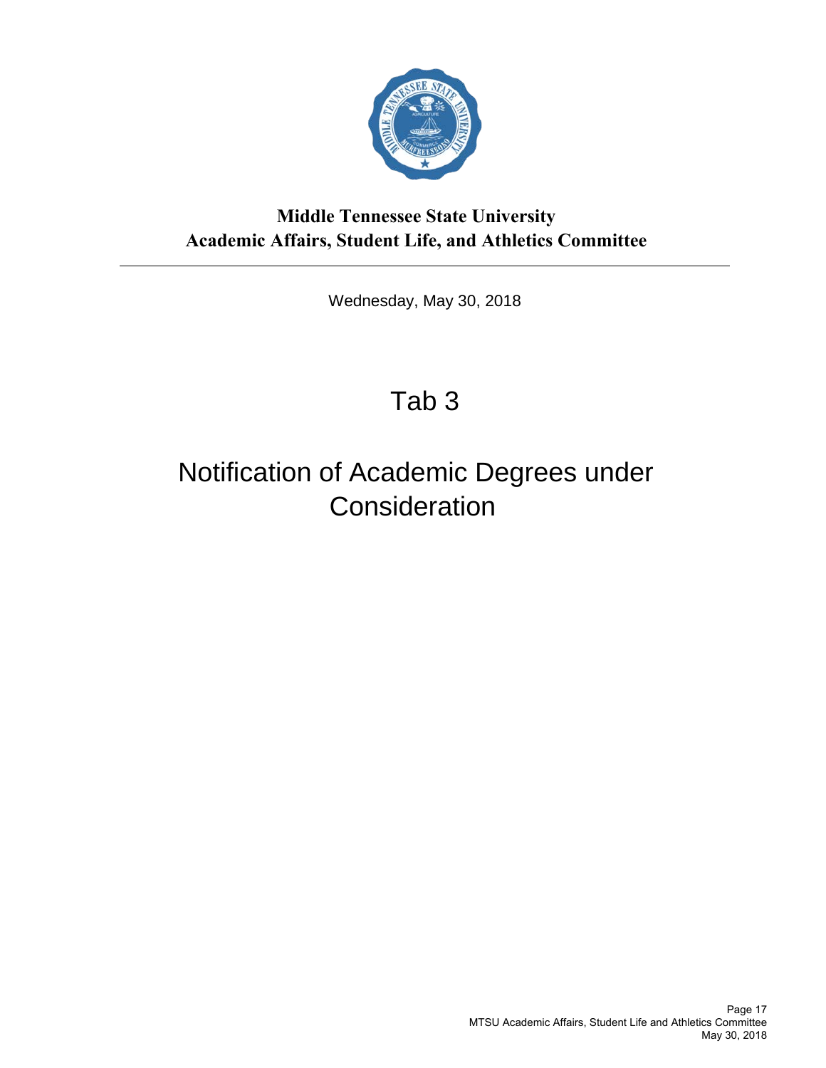**Middle Tennessee State University**
**Academic Affairs, Student Life, and Athletics Committee**

---

Wednesday, May 30, 2018

# Tab 3

# Notification of Academic Degrees under Consideration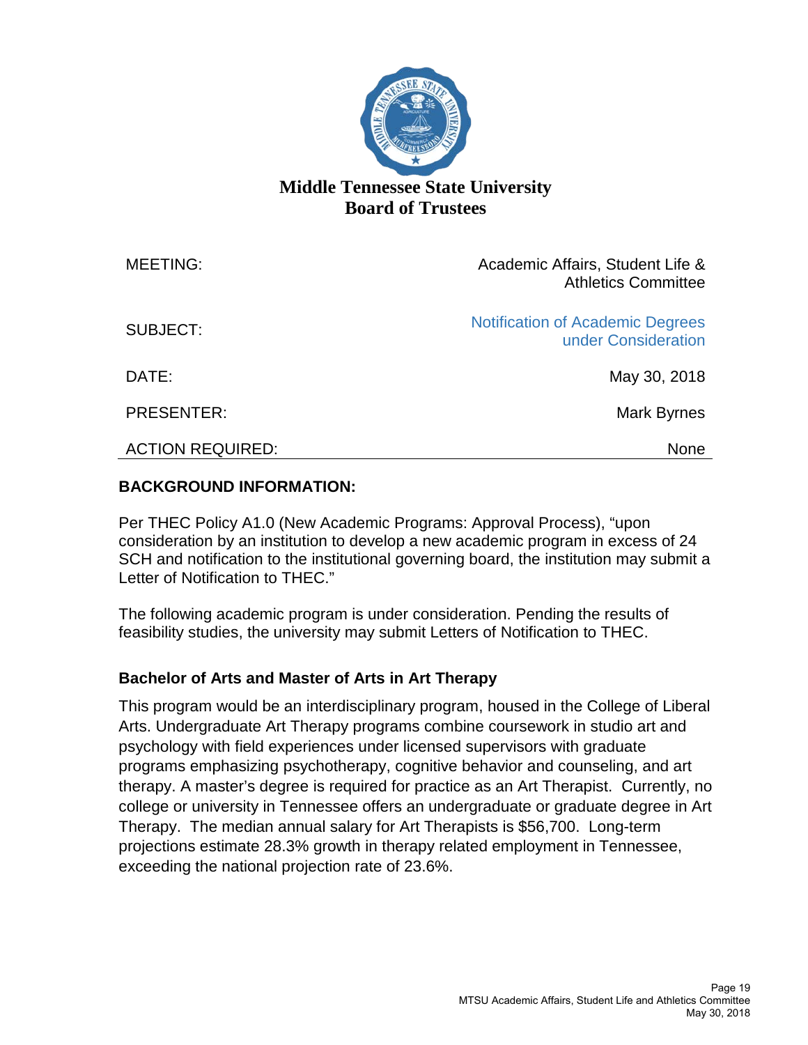# Middle Tennessee State University
## Board of Trustees

| | |
|---|---|
| MEETING: | Academic Affairs, Student Life & Athletics Committee |
| SUBJECT: | Notification of Academic Degrees under Consideration |
| DATE: | May 30, 2018 |
| PRESENTER: | Mark Byrnes |
| ACTION REQUIRED: | None |

**BACKGROUND INFORMATION:**

Per THEC Policy A1.0 (New Academic Programs: Approval Process), "upon consideration by an institution to develop a new academic program in excess of 24 SCH and notification to the institutional governing board, the institution may submit a Letter of Notification to THEC."

The following academic program is under consideration. Pending the results of feasibility studies, the university may submit Letters of Notification to THEC.

### Bachelor of Arts and Master of Arts in Art Therapy

This program would be an interdisciplinary program, housed in the College of Liberal Arts. Undergraduate Art Therapy programs combine coursework in studio art and psychology with field experiences under licensed supervisors with graduate programs emphasizing psychotherapy, cognitive behavior and counseling, and art therapy. A master's degree is required for practice as an Art Therapist. Currently, no college or university in Tennessee offers an undergraduate or graduate degree in Art Therapy. The median annual salary for Art Therapists is $56,700. Long-term projections estimate 28.3% growth in therapy related employment in Tennessee, exceeding the national projection rate of 23.6%.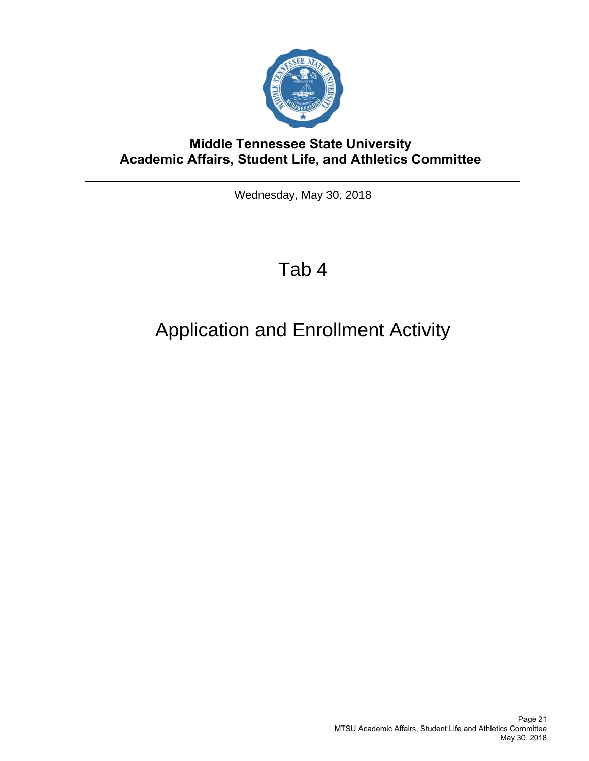# Middle Tennessee State University
# Academic Affairs, Student Life, and Athletics Committee

Wednesday, May 30, 2018

## Tab 4

## Application and Enrollment Activity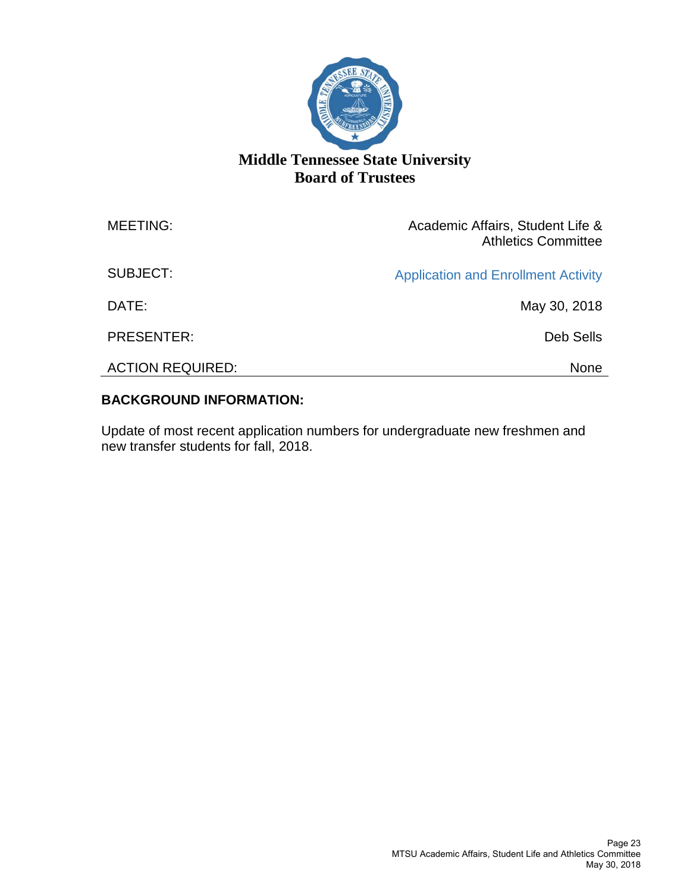# Middle Tennessee State University
## Board of Trustees

| | |
|---|---|
| MEETING: | Academic Affairs, Student Life & Athletics Committee |
| SUBJECT: | Application and Enrollment Activity |
| DATE: | May 30, 2018 |
| PRESENTER: | Deb Sells |
| ACTION REQUIRED: | None |

**BACKGROUND INFORMATION:**

Update of most recent application numbers for undergraduate new freshmen and new transfer students for fall, 2018.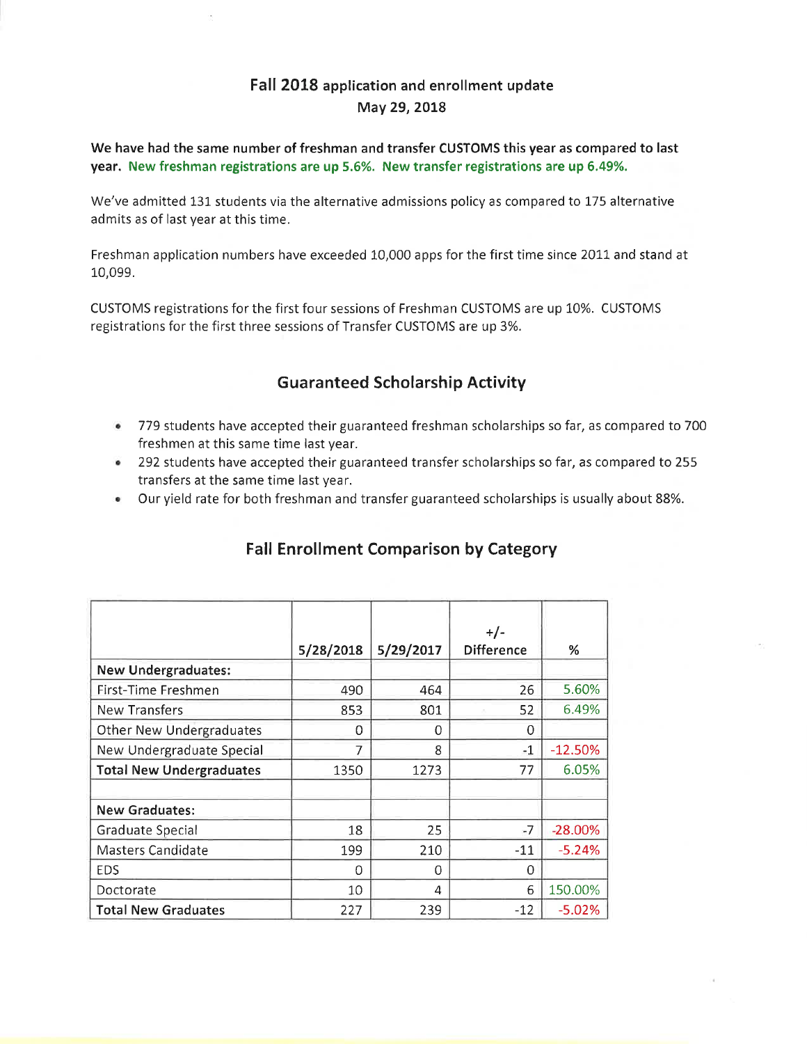# Fall 2018 application and enrollment update
## May 29, 2018

**We have had the same number of freshman and transfer CUSTOMS this year as compared to last year. New freshman registrations are up 5.6%. New transfer registrations are up 6.49%.**

We've admitted 131 students via the alternative admissions policy as compared to 175 alternative admits as of last year at this time.

Freshman application numbers have exceeded 10,000 apps for the first time since 2011 and stand at 10,099.

CUSTOMS registrations for the first four sessions of Freshman CUSTOMS are up 10%. CUSTOMS registrations for the first three sessions of Transfer CUSTOMS are up 3%.

## Guaranteed Scholarship Activity

- 779 students have accepted their guaranteed freshman scholarships so far, as compared to 700 freshmen at this same time last year.
- 292 students have accepted their guaranteed transfer scholarships so far, as compared to 255 transfers at the same time last year.
- Our yield rate for both freshman and transfer guaranteed scholarships is usually about 88%.

## Fall Enrollment Comparison by Category

| | 5/28/2018 | 5/29/2017 | +/- Difference | % |
|---|---|---|---|---|
| **New Undergraduates:** | | | | |
| First-Time Freshmen | 490 | 464 | 26 | 5.60% |
| New Transfers | 853 | 801 | 52 | 6.49% |
| Other New Undergraduates | 0 | 0 | 0 | |
| New Undergraduate Special | 7 | 8 | -1 | -12.50% |
| **Total New Undergraduates** | 1350 | 1273 | 77 | 6.05% |
| | | | | |
| **New Graduates:** | | | | |
| Graduate Special | 18 | 25 | -7 | -28.00% |
| Masters Candidate | 199 | 210 | -11 | -5.24% |
| EDS | 0 | 0 | 0 | |
| Doctorate | 10 | 4 | 6 | 150.00% |
| **Total New Graduates** | 227 | 239 | -12 | -5.02% |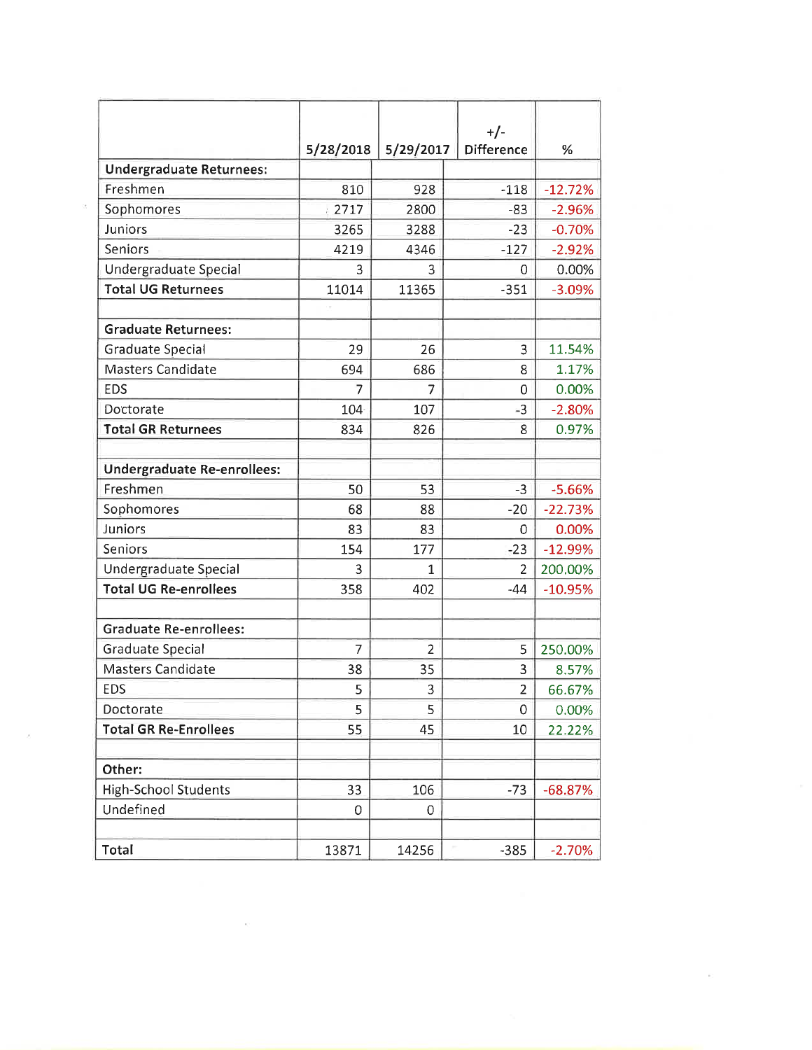| | 5/28/2018 | 5/29/2017 | +/- Difference | % |
|---|---|---|---|---|
| **Undergraduate Returnees:** | | | | |
| Freshmen | 810 | 928 | -118 | -12.72% |
| Sophomores | 2717 | 2800 | -83 | -2.96% |
| Juniors | 3265 | 3288 | -23 | -0.70% |
| Seniors | 4219 | 4346 | -127 | -2.92% |
| Undergraduate Special | 3 | 3 | 0 | 0.00% |
| **Total UG Returnees** | 11014 | 11365 | -351 | -3.09% |
| | | | | |
| **Graduate Returnees:** | | | | |
| Graduate Special | 29 | 26 | 3 | 11.54% |
| Masters Candidate | 694 | 686 | 8 | 1.17% |
| EDS | 7 | 7 | 0 | 0.00% |
| Doctorate | 104 | 107 | -3 | -2.80% |
| **Total GR Returnees** | 834 | 826 | 8 | 0.97% |
| | | | | |
| **Undergraduate Re-enrollees:** | | | | |
| Freshmen | 50 | 53 | -3 | -5.66% |
| Sophomores | 68 | 88 | -20 | -22.73% |
| Juniors | 83 | 83 | 0 | 0.00% |
| Seniors | 154 | 177 | -23 | -12.99% |
| Undergraduate Special | 3 | 1 | 2 | 200.00% |
| **Total UG Re-enrollees** | 358 | 402 | -44 | -10.95% |
| | | | | |
| Graduate Re-enrollees: | | | | |
| Graduate Special | 7 | 2 | 5 | 250.00% |
| Masters Candidate | 38 | 35 | 3 | 8.57% |
| EDS | 5 | 3 | 2 | 66.67% |
| Doctorate | 5 | 5 | 0 | 0.00% |
| **Total GR Re-Enrollees** | 55 | 45 | 10 | 22.22% |
| | | | | |
| **Other:** | | | | |
| High-School Students | 33 | 106 | -73 | -68.87% |
| Undefined | 0 | 0 | | |
| | | | | |
| **Total** | 13871 | 14256 | -385 | -2.70% |